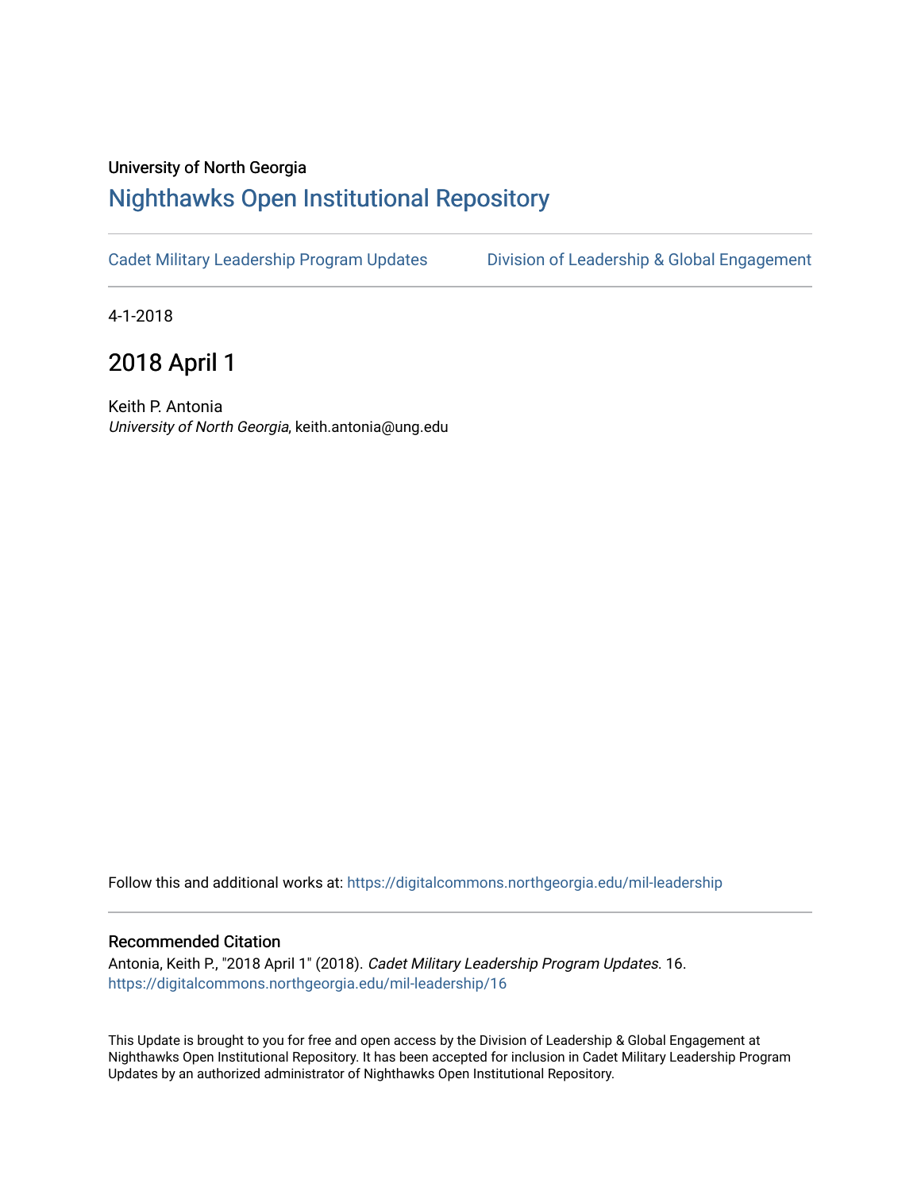University of North Georgia

# Nighthawks Open Institutional Repository

Cadet Military Leadership Program Updates | Division of Leadership & Global Engagement

4-1-2018

## 2018 April 1

Keith P. Antonia
*University of North Georgia*, keith.antonia@ung.edu

Follow this and additional works at: https://digitalcommons.northgeorgia.edu/mil-leadership

### Recommended Citation

Antonia, Keith P., "2018 April 1" (2018). *Cadet Military Leadership Program Updates*. 16.
https://digitalcommons.northgeorgia.edu/mil-leadership/16

This Update is brought to you for free and open access by the Division of Leadership & Global Engagement at Nighthawks Open Institutional Repository. It has been accepted for inclusion in Cadet Military Leadership Program Updates by an authorized administrator of Nighthawks Open Institutional Repository.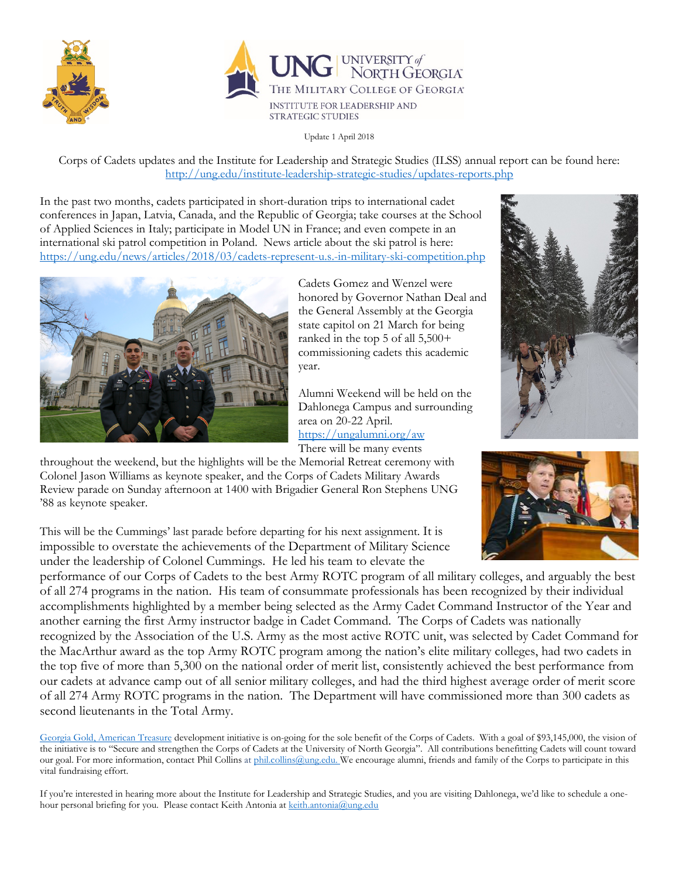UNIVERSITY of NORTH GEORGIA

THE MILITARY COLLEGE OF GEORGIA

INSTITUTE FOR LEADERSHIP AND STRATEGIC STUDIES

Update 1 April 2018

Corps of Cadets updates and the Institute for Leadership and Strategic Studies (ILSS) annual report can be found here: http://ung.edu/institute-leadership-strategic-studies/updates-reports.php

In the past two months, cadets participated in short-duration trips to international cadet conferences in Japan, Latvia, Canada, and the Republic of Georgia; take courses at the School of Applied Sciences in Italy; participate in Model UN in France; and even compete in an international ski patrol competition in Poland. News article about the ski patrol is here: https://ung.edu/news/articles/2018/03/cadets-represent-u.s.-in-military-ski-competition.php

Cadets Gomez and Wenzel were honored by Governor Nathan Deal and the General Assembly at the Georgia state capitol on 21 March for being ranked in the top 5 of all 5,500+ commissioning cadets this academic year.

Alumni Weekend will be held on the Dahlonega Campus and surrounding area on 20-22 April. https://ungalumni.org/aw There will be many events throughout the weekend, but the highlights will be the Memorial Retreat ceremony with Colonel Jason Williams as keynote speaker, and the Corps of Cadets Military Awards Review parade on Sunday afternoon at 1400 with Brigadier General Ron Stephens UNG '88 as keynote speaker.

This will be the Cummings' last parade before departing for his next assignment. It is impossible to overstate the achievements of the Department of Military Science under the leadership of Colonel Cummings. He led his team to elevate the performance of our Corps of Cadets to the best Army ROTC program of all military colleges, and arguably the best of all 274 programs in the nation. His team of consummate professionals has been recognized by their individual accomplishments highlighted by a member being selected as the Army Cadet Command Instructor of the Year and another earning the first Army instructor badge in Cadet Command. The Corps of Cadets was nationally recognized by the Association of the U.S. Army as the most active ROTC unit, was selected by Cadet Command for the MacArthur award as the top Army ROTC program among the nation's elite military colleges, had two cadets in the top five of more than 5,300 on the national order of merit list, consistently achieved the best performance from our cadets at advance camp out of all senior military colleges, and had the third highest average order of merit score of all 274 Army ROTC programs in the nation. The Department will have commissioned more than 300 cadets as second lieutenants in the Total Army.

Georgia Gold, American Treasure development initiative is on-going for the sole benefit of the Corps of Cadets. With a goal of $93,145,000, the vision of the initiative is to "Secure and strengthen the Corps of Cadets at the University of North Georgia". All contributions benefitting Cadets will count toward our goal. For more information, contact Phil Collins at phil.collins@ung.edu. We encourage alumni, friends and family of the Corps to participate in this vital fundraising effort.

If you're interested in hearing more about the Institute for Leadership and Strategic Studies, and you are visiting Dahlonega, we'd like to schedule a one-hour personal briefing for you. Please contact Keith Antonia at keith.antonia@ung.edu